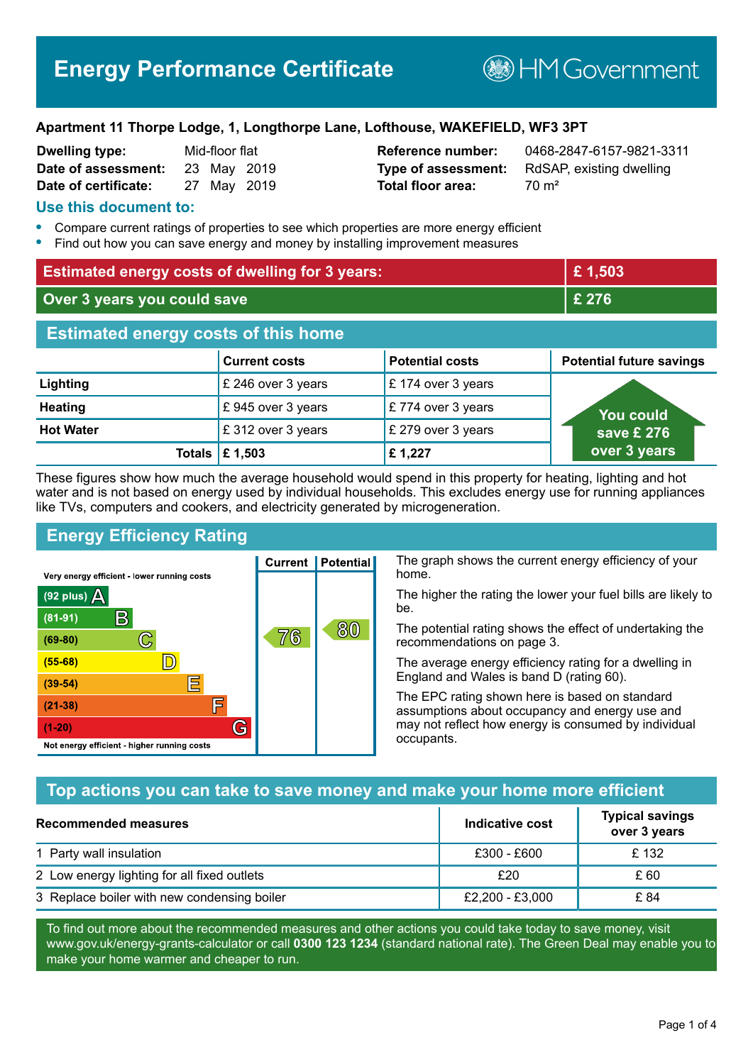# Energy Performance Certificate

HM Government

**Apartment 11 Thorpe Lodge, 1, Longthorpe Lane, Lofthouse, WAKEFIELD, WF3 3PT**

| | | | |
|---|---|---|---|
| **Dwelling type:** | Mid-floor flat | **Reference number:** | 0468-2847-6157-9821-3311 |
| **Date of assessment:** | 23 May 2019 | **Type of assessment:** | RdSAP, existing dwelling |
| **Date of certificate:** | 27 May 2019 | **Total floor area:** | 70 m² |

## Use this document to:

- Compare current ratings of properties to see which properties are more energy efficient
- Find out how you can save energy and money by installing improvement measures

| | |
|---|---|
| **Estimated energy costs of dwelling for 3 years:** | **£ 1,503** |
| **Over 3 years you could save** | **£ 276** |

## Estimated energy costs of this home

| | Current costs | Potential costs | Potential future savings |
|---|---|---|---|
| **Lighting** | £ 246 over 3 years | £ 174 over 3 years | You could save £ 276 over 3 years |
| **Heating** | £ 945 over 3 years | £ 774 over 3 years | |
| **Hot Water** | £ 312 over 3 years | £ 279 over 3 years | |
| **Totals** | **£ 1,503** | **£ 1,227** | |

These figures show how much the average household would spend in this property for heating, lighting and hot water and is not based on energy used by individual households. This excludes energy use for running appliances like TVs, computers and cookers, and electricity generated by microgeneration.

## Energy Efficiency Rating

| Rating band | Current | Potential |
|---|---|---|
| Very energy efficient - lower running costs | | |
| (92 plus) A | | |
| (81-91) B | | |
| (69-80) C | 76 | 80 |
| (55-68) D | | |
| (39-54) E | | |
| (21-38) F | | |
| (1-20) G | | |
| Not energy efficient - higher running costs | | |

The graph shows the current energy efficiency of your home.

The higher the rating the lower your fuel bills are likely to be.

The potential rating shows the effect of undertaking the recommendations on page 3.

The average energy efficiency rating for a dwelling in England and Wales is band D (rating 60).

The EPC rating shown here is based on standard assumptions about occupancy and energy use and may not reflect how energy is consumed by individual occupants.

## Top actions you can take to save money and make your home more efficient

| Recommended measures | Indicative cost | Typical savings over 3 years |
|---|---|---|
| 1 Party wall insulation | £300 - £600 | £ 132 |
| 2 Low energy lighting for all fixed outlets | £20 | £ 60 |
| 3 Replace boiler with new condensing boiler | £2,200 - £3,000 | £ 84 |

To find out more about the recommended measures and other actions you could take today to save money, visit www.gov.uk/energy-grants-calculator or call **0300 123 1234** (standard national rate). The Green Deal may enable you to make your home warmer and cheaper to run.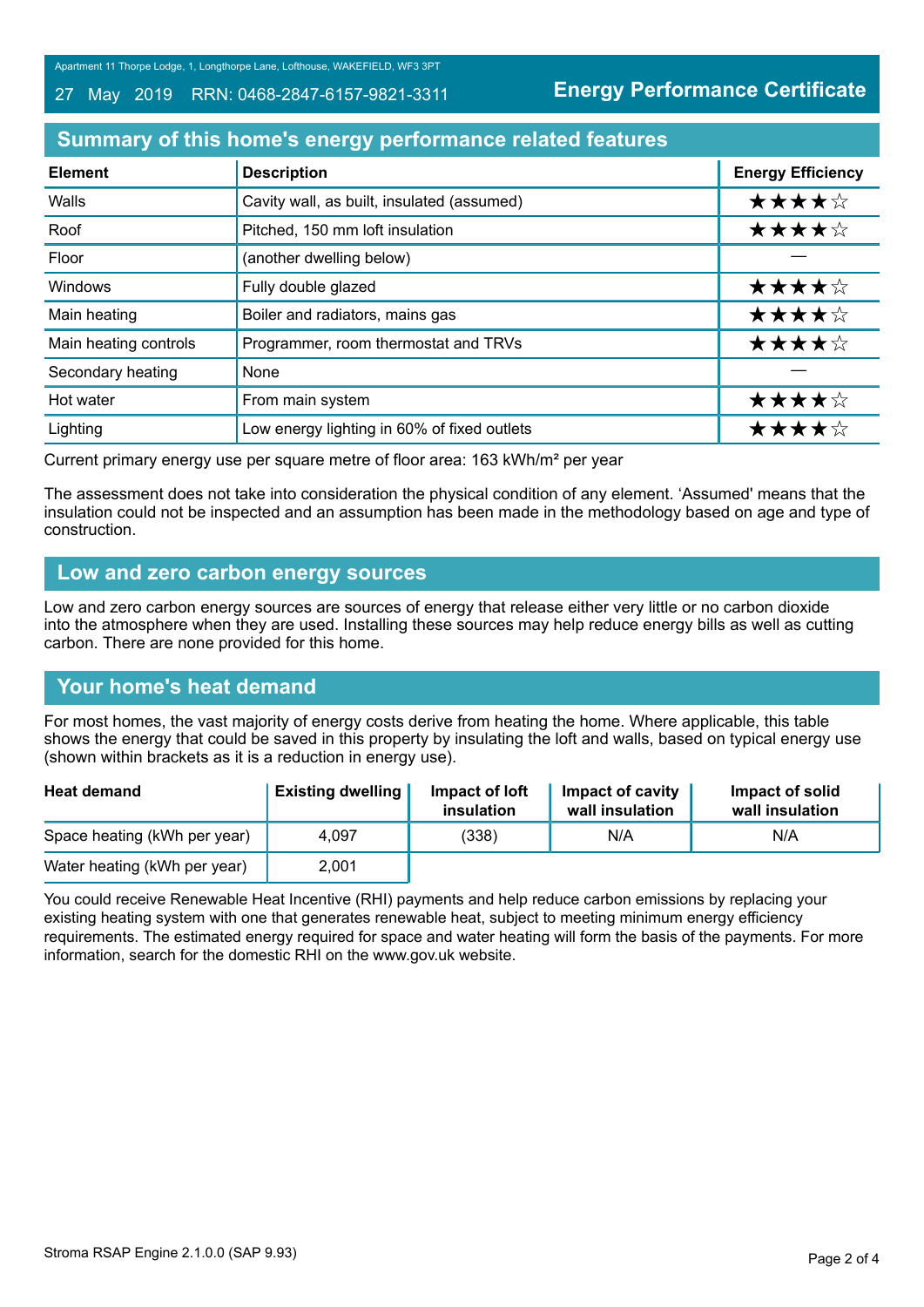Apartment 11 Thorpe Lodge, 1, Longthorpe Lane, Lofthouse, WAKEFIELD, WF3 3PT

27 May 2019 RRN: 0468-2847-6157-9821-3311

**Energy Performance Certificate**

## Summary of this home's energy performance related features

| Element | Description | Energy Efficiency |
|---|---|---|
| Walls | Cavity wall, as built, insulated (assumed) | ★★★★☆ |
| Roof | Pitched, 150 mm loft insulation | ★★★★☆ |
| Floor | (another dwelling below) | — |
| Windows | Fully double glazed | ★★★★☆ |
| Main heating | Boiler and radiators, mains gas | ★★★★☆ |
| Main heating controls | Programmer, room thermostat and TRVs | ★★★★☆ |
| Secondary heating | None | — |
| Hot water | From main system | ★★★★☆ |
| Lighting | Low energy lighting in 60% of fixed outlets | ★★★★☆ |

Current primary energy use per square metre of floor area: 163 kWh/m² per year

The assessment does not take into consideration the physical condition of any element. 'Assumed' means that the insulation could not be inspected and an assumption has been made in the methodology based on age and type of construction.

## Low and zero carbon energy sources

Low and zero carbon energy sources are sources of energy that release either very little or no carbon dioxide into the atmosphere when they are used. Installing these sources may help reduce energy bills as well as cutting carbon. There are none provided for this home.

## Your home's heat demand

For most homes, the vast majority of energy costs derive from heating the home. Where applicable, this table shows the energy that could be saved in this property by insulating the loft and walls, based on typical energy use (shown within brackets as it is a reduction in energy use).

| Heat demand | Existing dwelling | Impact of loft insulation | Impact of cavity wall insulation | Impact of solid wall insulation |
|---|---|---|---|---|
| Space heating (kWh per year) | 4,097 | (338) | N/A | N/A |
| Water heating (kWh per year) | 2,001 | | | |

You could receive Renewable Heat Incentive (RHI) payments and help reduce carbon emissions by replacing your existing heating system with one that generates renewable heat, subject to meeting minimum energy efficiency requirements. The estimated energy required for space and water heating will form the basis of the payments. For more information, search for the domestic RHI on the www.gov.uk website.

Stroma RSAP Engine 2.1.0.0 (SAP 9.93)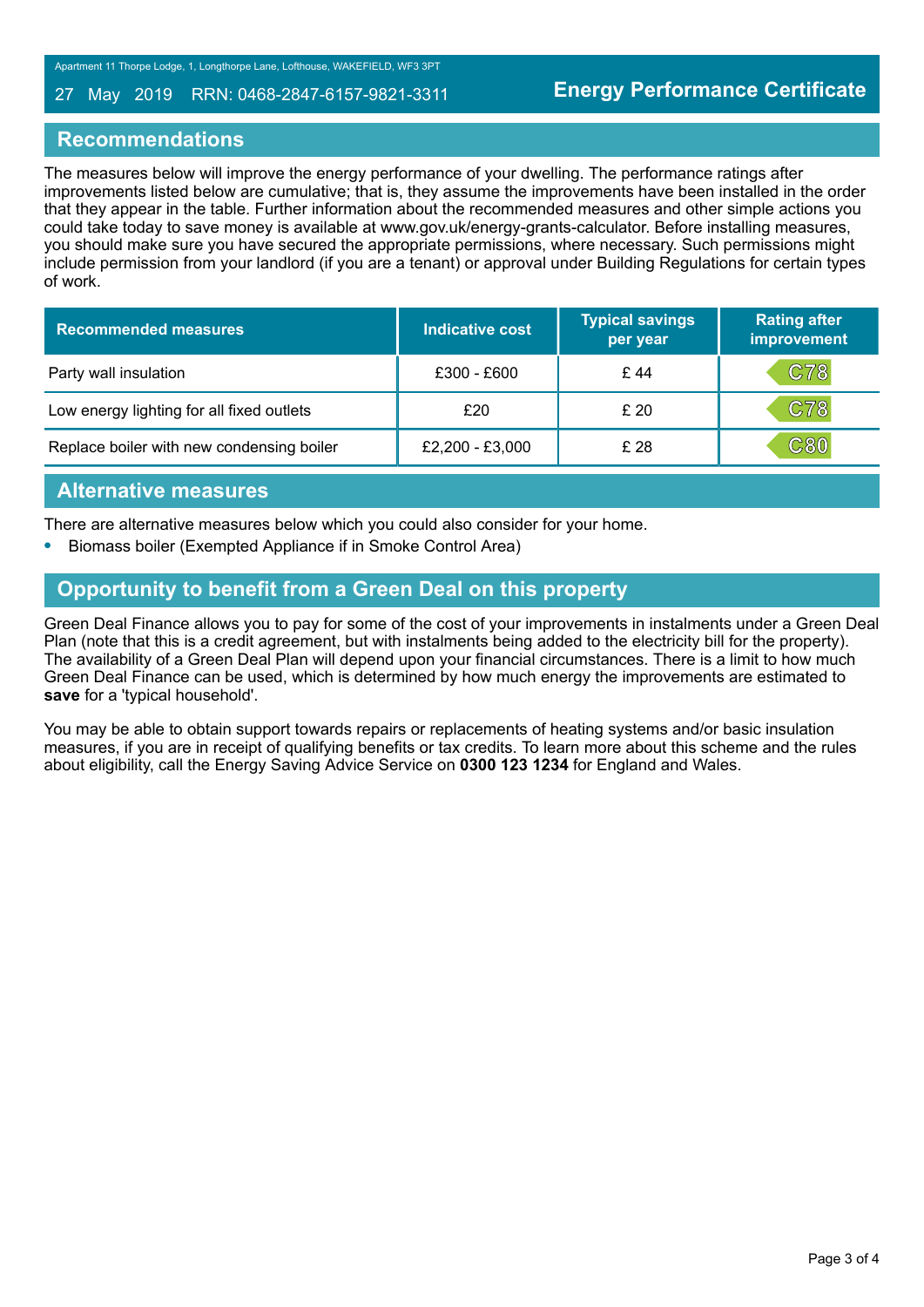## Recommendations

The measures below will improve the energy performance of your dwelling. The performance ratings after improvements listed below are cumulative; that is, they assume the improvements have been installed in the order that they appear in the table. Further information about the recommended measures and other simple actions you could take today to save money is available at www.gov.uk/energy-grants-calculator. Before installing measures, you should make sure you have secured the appropriate permissions, where necessary. Such permissions might include permission from your landlord (if you are a tenant) or approval under Building Regulations for certain types of work.

| Recommended measures | Indicative cost | Typical savings per year | Rating after improvement |
|---|---|---|---|
| Party wall insulation | £300 - £600 | £ 44 | C78 |
| Low energy lighting for all fixed outlets | £20 | £ 20 | C78 |
| Replace boiler with new condensing boiler | £2,200 - £3,000 | £ 28 | C80 |

## Alternative measures

There are alternative measures below which you could also consider for your home.

- Biomass boiler (Exempted Appliance if in Smoke Control Area)

## Opportunity to benefit from a Green Deal on this property

Green Deal Finance allows you to pay for some of the cost of your improvements in instalments under a Green Deal Plan (note that this is a credit agreement, but with instalments being added to the electricity bill for the property). The availability of a Green Deal Plan will depend upon your financial circumstances. There is a limit to how much Green Deal Finance can be used, which is determined by how much energy the improvements are estimated to **save** for a 'typical household'.

You may be able to obtain support towards repairs or replacements of heating systems and/or basic insulation measures, if you are in receipt of qualifying benefits or tax credits. To learn more about this scheme and the rules about eligibility, call the Energy Saving Advice Service on **0300 123 1234** for England and Wales.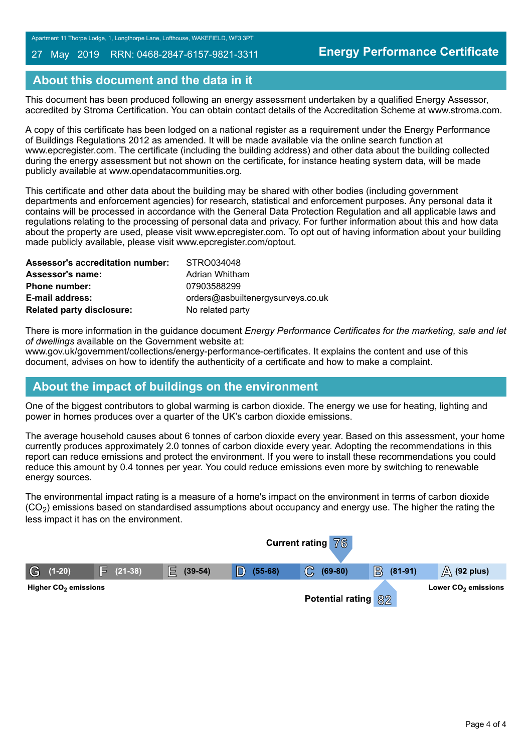Apartment 11 Thorpe Lodge, 1, Longthorpe Lane, Lofthouse, WAKEFIELD, WF3 3PT

27 May 2019 RRN: 0468-2847-6157-9821-3311

**Energy Performance Certificate**

## About this document and the data in it

This document has been produced following an energy assessment undertaken by a qualified Energy Assessor, accredited by Stroma Certification. You can obtain contact details of the Accreditation Scheme at www.stroma.com.

A copy of this certificate has been lodged on a national register as a requirement under the Energy Performance of Buildings Regulations 2012 as amended. It will be made available via the online search function at www.epcregister.com. The certificate (including the building address) and other data about the building collected during the energy assessment but not shown on the certificate, for instance heating system data, will be made publicly available at www.opendatacommunities.org.

This certificate and other data about the building may be shared with other bodies (including government departments and enforcement agencies) for research, statistical and enforcement purposes. Any personal data it contains will be processed in accordance with the General Data Protection Regulation and all applicable laws and regulations relating to the processing of personal data and privacy. For further information about this and how data about the property are used, please visit www.epcregister.com. To opt out of having information about your building made publicly available, please visit www.epcregister.com/optout.

| | |
|---|---|
| **Assessor's accreditation number:** | STRO034048 |
| **Assessor's name:** | Adrian Whitham |
| **Phone number:** | 07903588299 |
| **E-mail address:** | orders@asbuiltenergysurveys.co.uk |
| **Related party disclosure:** | No related party |

There is more information in the guidance document *Energy Performance Certificates for the marketing, sale and let of dwellings* available on the Government website at: www.gov.uk/government/collections/energy-performance-certificates. It explains the content and use of this document, advises on how to identify the authenticity of a certificate and how to make a complaint.

## About the impact of buildings on the environment

One of the biggest contributors to global warming is carbon dioxide. The energy we use for heating, lighting and power in homes produces over a quarter of the UK's carbon dioxide emissions.

The average household causes about 6 tonnes of carbon dioxide every year. Based on this assessment, your home currently produces approximately 2.0 tonnes of carbon dioxide every year. Adopting the recommendations in this report can reduce emissions and protect the environment. If you were to install these recommendations you could reduce this amount by 0.4 tonnes per year. You could reduce emissions even more by switching to renewable energy sources.

The environmental impact rating is a measure of a home's impact on the environment in terms of carbon dioxide ($CO_2$) emissions based on standardised assumptions about occupancy and energy use. The higher the rating the less impact it has on the environment.

Current rating 76

G (1-20)
F (21-38)
E (39-54)
D (55-68)
C (69-80)
B (81-91)
A (92 plus)

Higher $CO_2$ emissions

Lower $CO_2$ emissions

Potential rating 82